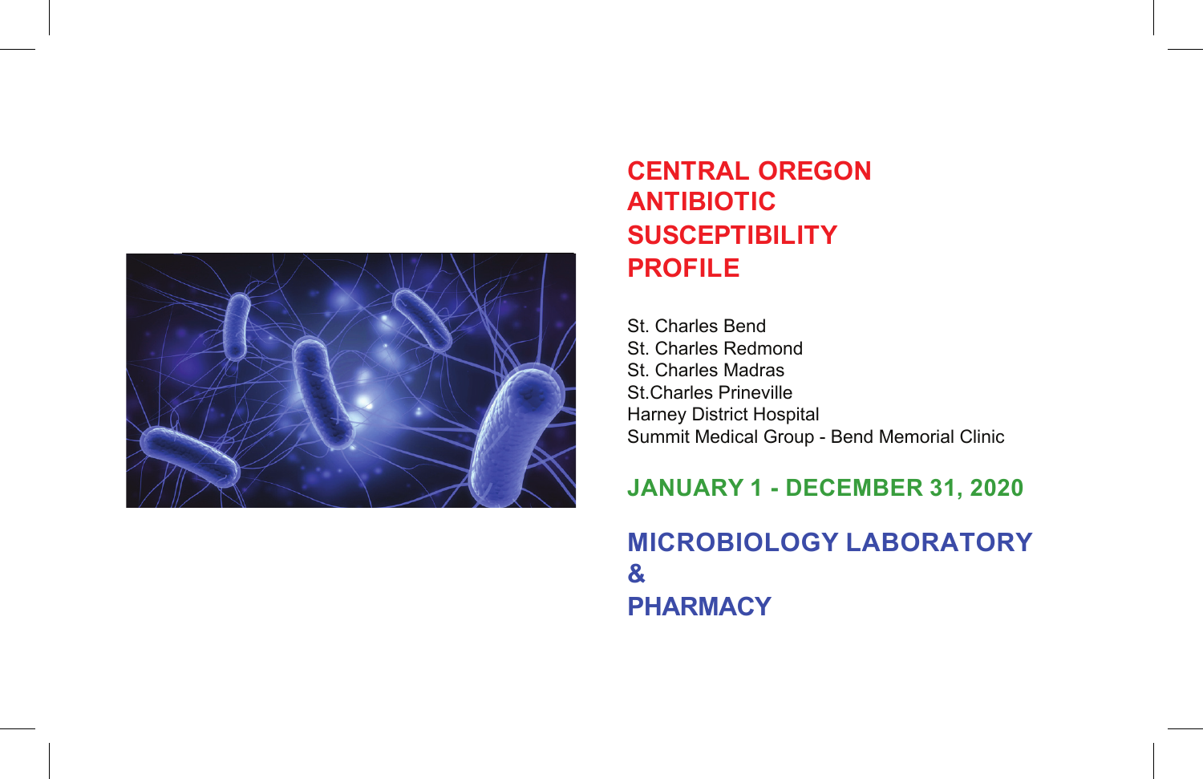# CENTRAL OREGON ANTIBIOTIC SUSCEPTIBILITY PROFILE

St. Charles Bend
St. Charles Redmond
St. Charles Madras
St.Charles Prineville
Harney District Hospital
Summit Medical Group - Bend Memorial Clinic

## JANUARY 1 - DECEMBER 31, 2020

## MICROBIOLOGY LABORATORY & PHARMACY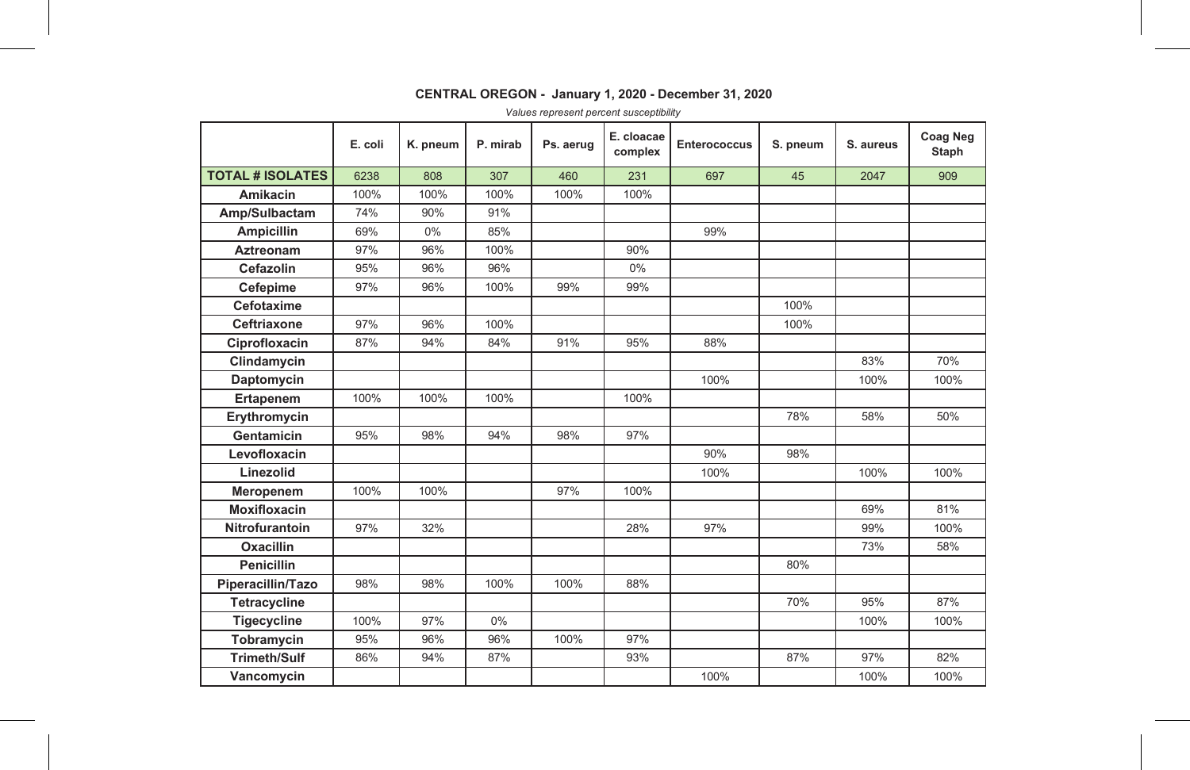## CENTRAL OREGON - January 1, 2020 - December 31, 2020

*Values represent percent susceptibility*

| | E. coli | K. pneum | P. mirab | Ps. aerug | E. cloacae complex | Enterococcus | S. pneum | S. aureus | Coag Neg Staph |
|---|---|---|---|---|---|---|---|---|---|
| **TOTAL # ISOLATES** | 6238 | 808 | 307 | 460 | 231 | 697 | 45 | 2047 | 909 |
| **Amikacin** | 100% | 100% | 100% | 100% | 100% | | | | |
| **Amp/Sulbactam** | 74% | 90% | 91% | | | | | | |
| **Ampicillin** | 69% | 0% | 85% | | | 99% | | | |
| **Aztreonam** | 97% | 96% | 100% | | 90% | | | | |
| **Cefazolin** | 95% | 96% | 96% | | 0% | | | | |
| **Cefepime** | 97% | 96% | 100% | 99% | 99% | | | | |
| **Cefotaxime** | | | | | | | 100% | | |
| **Ceftriaxone** | 97% | 96% | 100% | | | | 100% | | |
| **Ciprofloxacin** | 87% | 94% | 84% | 91% | 95% | 88% | | | |
| **Clindamycin** | | | | | | | | 83% | 70% |
| **Daptomycin** | | | | | | 100% | | 100% | 100% |
| **Ertapenem** | 100% | 100% | 100% | | 100% | | | | |
| **Erythromycin** | | | | | | | 78% | 58% | 50% |
| **Gentamicin** | 95% | 98% | 94% | 98% | 97% | | | | |
| **Levofloxacin** | | | | | | 90% | 98% | | |
| **Linezolid** | | | | | | 100% | | 100% | 100% |
| **Meropenem** | 100% | 100% | | 97% | 100% | | | | |
| **Moxifloxacin** | | | | | | | | 69% | 81% |
| **Nitrofurantoin** | 97% | 32% | | | 28% | 97% | | 99% | 100% |
| **Oxacillin** | | | | | | | | 73% | 58% |
| **Penicillin** | | | | | | | 80% | | |
| **Piperacillin/Tazo** | 98% | 98% | 100% | 100% | 88% | | | | |
| **Tetracycline** | | | | | | | 70% | 95% | 87% |
| **Tigecycline** | 100% | 97% | 0% | | | | | 100% | 100% |
| **Tobramycin** | 95% | 96% | 96% | 100% | 97% | | | | |
| **Trimeth/Sulf** | 86% | 94% | 87% | | 93% | | 87% | 97% | 82% |
| **Vancomycin** | | | | | | 100% | | 100% | 100% |